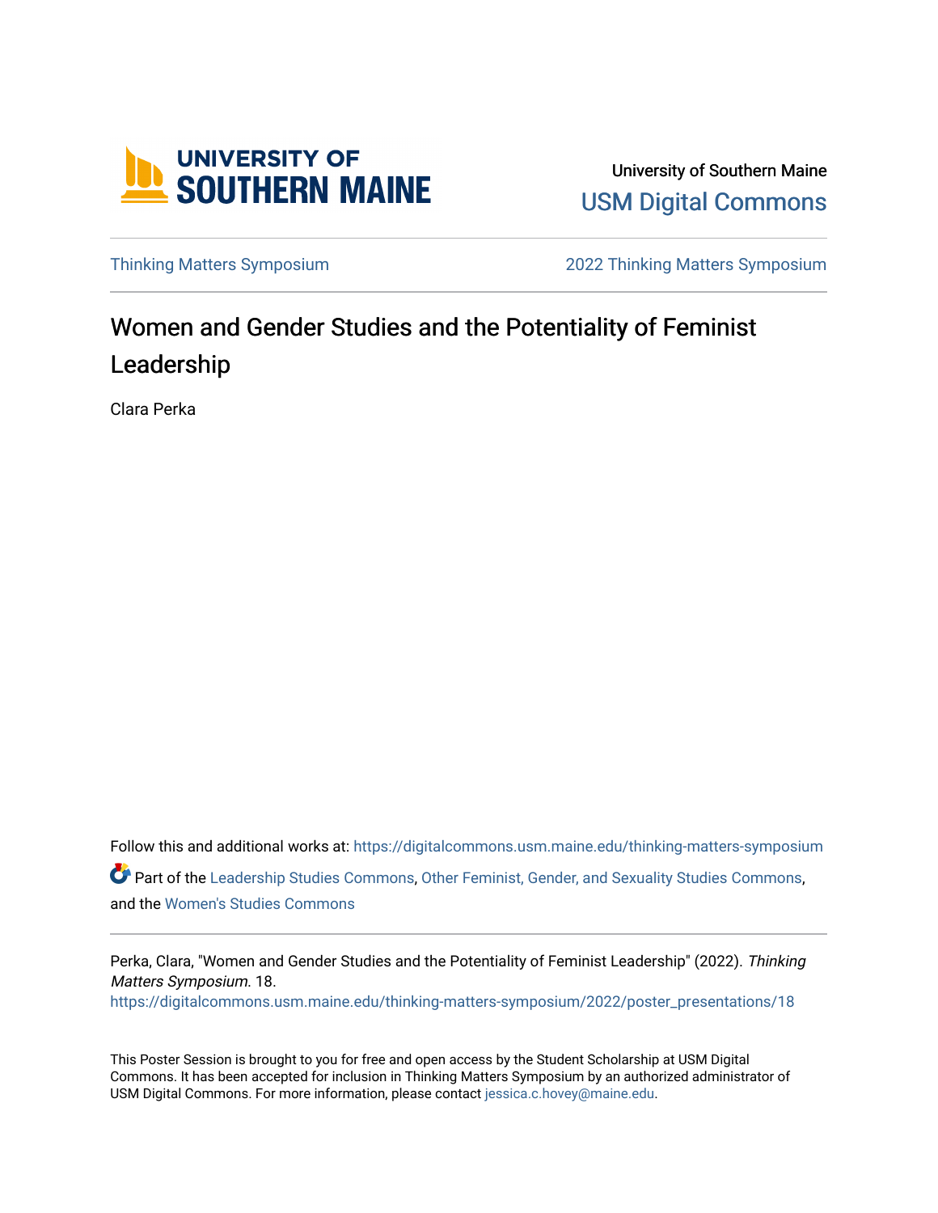University of Southern Maine

USM Digital Commons

Thinking Matters Symposium

2022 Thinking Matters Symposium

# Women and Gender Studies and the Potentiality of Feminist Leadership

Clara Perka

Follow this and additional works at: https://digitalcommons.usm.maine.edu/thinking-matters-symposium

Part of the Leadership Studies Commons, Other Feminist, Gender, and Sexuality Studies Commons, and the Women's Studies Commons

Perka, Clara, "Women and Gender Studies and the Potentiality of Feminist Leadership" (2022). *Thinking Matters Symposium*. 18.
https://digitalcommons.usm.maine.edu/thinking-matters-symposium/2022/poster_presentations/18

This Poster Session is brought to you for free and open access by the Student Scholarship at USM Digital Commons. It has been accepted for inclusion in Thinking Matters Symposium by an authorized administrator of USM Digital Commons. For more information, please contact jessica.c.hovey@maine.edu.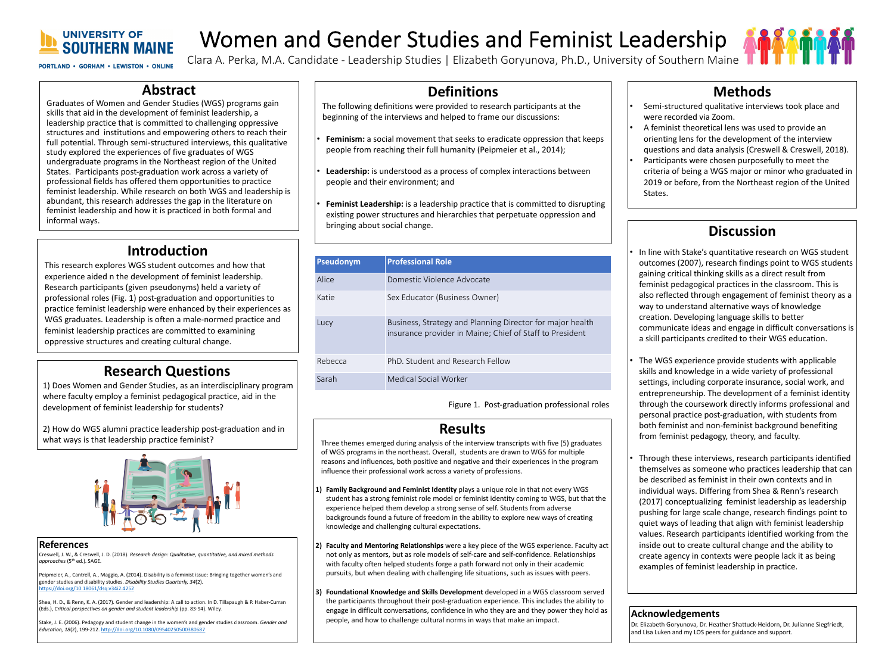# Women and Gender Studies and Feminist Leadership

Clara A. Perka, M.A. Candidate - Leadership Studies | Elizabeth Goryunova, Ph.D., University of Southern Maine

UNIVERSITY OF SOUTHERN MAINE
PORTLAND • GORHAM • LEWISTON • ONLINE

## Abstract

Graduates of Women and Gender Studies (WGS) programs gain skills that aid in the development of feminist leadership, a leadership practice that is committed to challenging oppressive structures and institutions and empowering others to reach their full potential. Through semi-structured interviews, this qualitative study explored the experiences of five graduates of WGS undergraduate programs in the Northeast region of the United States. Participants post-graduation work across a variety of professional fields has offered them opportunities to practice feminist leadership. While research on both WGS and leadership is abundant, this research addresses the gap in the literature on feminist leadership and how it is practiced in both formal and informal ways.

## Introduction

This research explores WGS student outcomes and how that experience aided n the development of feminist leadership. Research participants (given pseudonyms) held a variety of professional roles (Fig. 1) post-graduation and opportunities to practice feminist leadership were enhanced by their experiences as WGS graduates. Leadership is often a male-normed practice and feminist leadership practices are committed to examining oppressive structures and creating cultural change.

## Research Questions

1) Does Women and Gender Studies, as an interdisciplinary program where faculty employ a feminist pedagogical practice, aid in the development of feminist leadership for students?

2) How do WGS alumni practice leadership post-graduation and in what ways is that leadership practice feminist?

## References

Creswell, J. W., & Creswell, J. D. (2018). *Research design: Qualitative, quantitative, and mixed methods approaches* (5th ed.). SAGE.

Peipmeier, A., Cantrell, A., Maggio, A. (2014). Disability is a feminist issue: Bringing together women's and gender studies and disability studies. *Disability Studies Quarterly, 34*(2). https://doi.org/10.18061/dsq.v34i2.4252

Shea, H. D., & Renn, K. A. (2017). Gender and leadership: A call to action. In D. Tillapaugh & P. Haber-Curran (Eds.), *Critical perspectives on gender and student leadership* (pp. 83-94). Wiley.

Stake, J. E. (2006). Pedagogy and student change in the women's and gender studies classroom. *Gender and Education, 18*(2), 199-212. http://doi.org/10.1080/09540250500380687

## Definitions

The following definitions were provided to research participants at the beginning of the interviews and helped to frame our discussions:

- **Feminism:** a social movement that seeks to eradicate oppression that keeps people from reaching their full humanity (Peipmeier et al., 2014);
- **Leadership:** is understood as a process of complex interactions between people and their environment; and
- **Feminist Leadership:** is a leadership practice that is committed to disrupting existing power structures and hierarchies that perpetuate oppression and bringing about social change.

| Pseudonym | Professional Role |
|---|---|
| Alice | Domestic Violence Advocate |
| Katie | Sex Educator (Business Owner) |
| Lucy | Business, Strategy and Planning Director for major health insurance provider in Maine; Chief of Staff to President |
| Rebecca | PhD. Student and Research Fellow |
| Sarah | Medical Social Worker |

Figure 1. Post-graduation professional roles

## Results

Three themes emerged during analysis of the interview transcripts with five (5) graduates of WGS programs in the northeast. Overall, students are drawn to WGS for multiple reasons and influences, both positive and negative and their experiences in the program influence their professional work across a variety of professions.

1) **Family Background and Feminist Identity** plays a unique role in that not every WGS student has a strong feminist role model or feminist identity coming to WGS, but that the experience helped them develop a strong sense of self. Students from adverse backgrounds found a future of freedom in the ability to explore new ways of creating knowledge and challenging cultural expectations.

2) **Faculty and Mentoring Relationships** were a key piece of the WGS experience. Faculty act not only as mentors, but as role models of self-care and self-confidence. Relationships with faculty often helped students forge a path forward not only in their academic pursuits, but when dealing with challenging life situations, such as issues with peers.

3) **Foundational Knowledge and Skills Development** developed in a WGS classroom served the participants throughout their post-graduation experience. This includes the ability to engage in difficult conversations, confidence in who they are and they power they hold as people, and how to challenge cultural norms in ways that make an impact.

## Methods

- Semi-structured qualitative interviews took place and were recorded via Zoom.
- A feminist theoretical lens was used to provide an orienting lens for the development of the interview questions and data analysis (Creswell & Creswell, 2018).
- Participants were chosen purposefully to meet the criteria of being a WGS major or minor who graduated in 2019 or before, from the Northeast region of the United States.

## Discussion

- In line with Stake's quantitative research on WGS student outcomes (2007), research findings point to WGS students gaining critical thinking skills as a direct result from feminist pedagogical practices in the classroom. This is also reflected through engagement of feminist theory as a way to understand alternative ways of knowledge creation. Developing language skills to better communicate ideas and engage in difficult conversations is a skill participants credited to their WGS education.
- The WGS experience provide students with applicable skills and knowledge in a wide variety of professional settings, including corporate insurance, social work, and entrepreneurship. The development of a feminist identity through the coursework directly informs professional and personal practice post-graduation, with students from both feminist and non-feminist background benefiting from feminist pedagogy, theory, and faculty.
- Through these interviews, research participants identified themselves as someone who practices leadership that can be described as feminist in their own contexts and in individual ways. Differing from Shea & Renn's research (2017) conceptualizing feminist leadership as leadership pushing for large scale change, research findings point to quiet ways of leading that align with feminist leadership values. Research participants identified working from the inside out to create cultural change and the ability to create agency in contexts were people lack it as being examples of feminist leadership in practice.

## Acknowledgements

Dr. Elizabeth Goryunova, Dr. Heather Shattuck-Heidorn, Dr. Julianne Siegfriedt, and Lisa Luken and my LOS peers for guidance and support.